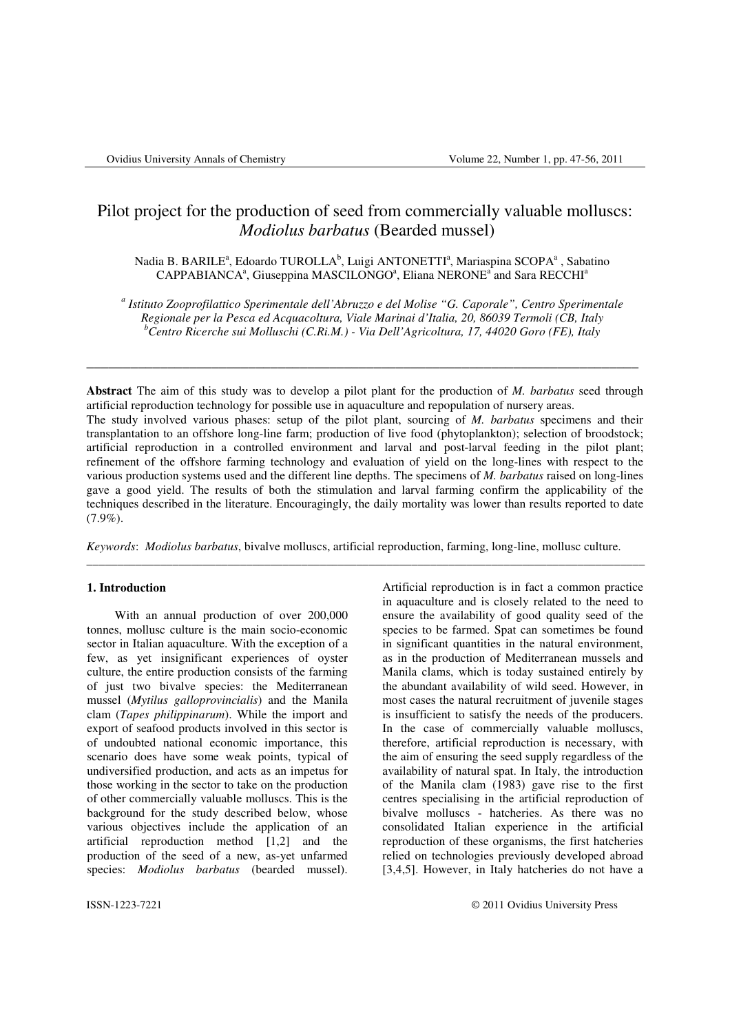# Pilot project for the production of seed from commercially valuable molluscs: *Modiolus barbatus* (Bearded mussel)

Nadia B. BARILE[a], Edoardo TUROLLA[b], Luigi ANTONETTI[a], Mariaspina SCOPA[a], Sabatino CAPPABIANCA[a], Giuseppina MASCILONGO[a], Eliana NERONE[a] and Sara RECCHI[a]

[a] *Istituto Zooprofilattico Sperimentale dell'Abruzzo e del Molise "G. Caporale", Centro Sperimentale Regionale per la Pesca ed Acquacoltura, Viale Marinai d'Italia, 20, 86039 Termoli (CB, Italy*
[b] *Centro Ricerche sui Molluschi (C.Ri.M.) - Via Dell'Agricoltura, 17, 44020 Goro (FE), Italy*

---

**Abstract** The aim of this study was to develop a pilot plant for the production of *M. barbatus* seed through artificial reproduction technology for possible use in aquaculture and repopulation of nursery areas.
The study involved various phases: setup of the pilot plant, sourcing of *M. barbatus* specimens and their transplantation to an offshore long-line farm; production of live food (phytoplankton); selection of broodstock; artificial reproduction in a controlled environment and larval and post-larval feeding in the pilot plant; refinement of the offshore farming technology and evaluation of yield on the long-lines with respect to the various production systems used and the different line depths. The specimens of *M. barbatus* raised on long-lines gave a good yield. The results of both the stimulation and larval farming confirm the applicability of the techniques described in the literature. Encouragingly, the daily mortality was lower than results reported to date (7.9%).

*Keywords*: *Modiolus barbatus*, bivalve molluscs, artificial reproduction, farming, long-line, mollusc culture.

---

## 1. Introduction

With an annual production of over 200,000 tonnes, mollusc culture is the main socio-economic sector in Italian aquaculture. With the exception of a few, as yet insignificant experiences of oyster culture, the entire production consists of the farming of just two bivalve species: the Mediterranean mussel (*Mytilus galloprovincialis*) and the Manila clam (*Tapes philippinarum*). While the import and export of seafood products involved in this sector is of undoubted national economic importance, this scenario does have some weak points, typical of undiversified production, and acts as an impetus for those working in the sector to take on the production of other commercially valuable molluscs. This is the background for the study described below, whose various objectives include the application of an artificial reproduction method [1,2] and the production of the seed of a new, as-yet unfarmed species: *Modiolus barbatus* (bearded mussel). Artificial reproduction is in fact a common practice in aquaculture and is closely related to the need to ensure the availability of good quality seed of the species to be farmed. Spat can sometimes be found in significant quantities in the natural environment, as in the production of Mediterranean mussels and Manila clams, which is today sustained entirely by the abundant availability of wild seed. However, in most cases the natural recruitment of juvenile stages is insufficient to satisfy the needs of the producers. In the case of commercially valuable molluscs, therefore, artificial reproduction is necessary, with the aim of ensuring the seed supply regardless of the availability of natural spat. In Italy, the introduction of the Manila clam (1983) gave rise to the first centres specialising in the artificial reproduction of bivalve molluscs - hatcheries. As there was no consolidated Italian experience in the artificial reproduction of these organisms, the first hatcheries relied on technologies previously developed abroad [3,4,5]. However, in Italy hatcheries do not have a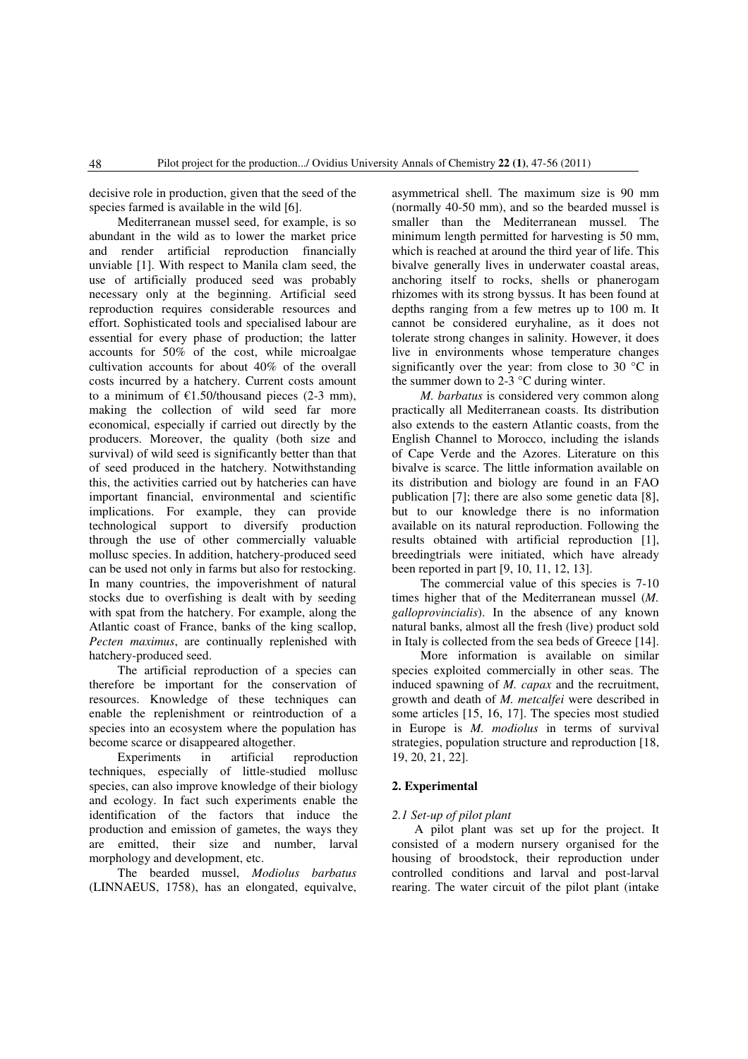decisive role in production, given that the seed of the species farmed is available in the wild [6].

Mediterranean mussel seed, for example, is so abundant in the wild as to lower the market price and render artificial reproduction financially unviable [1]. With respect to Manila clam seed, the use of artificially produced seed was probably necessary only at the beginning. Artificial seed reproduction requires considerable resources and effort. Sophisticated tools and specialised labour are essential for every phase of production; the latter accounts for 50% of the cost, while microalgae cultivation accounts for about 40% of the overall costs incurred by a hatchery. Current costs amount to a minimum of €1.50/thousand pieces (2-3 mm), making the collection of wild seed far more economical, especially if carried out directly by the producers. Moreover, the quality (both size and survival) of wild seed is significantly better than that of seed produced in the hatchery. Notwithstanding this, the activities carried out by hatcheries can have important financial, environmental and scientific implications. For example, they can provide technological support to diversify production through the use of other commercially valuable mollusc species. In addition, hatchery-produced seed can be used not only in farms but also for restocking. In many countries, the impoverishment of natural stocks due to overfishing is dealt with by seeding with spat from the hatchery. For example, along the Atlantic coast of France, banks of the king scallop, *Pecten maximus*, are continually replenished with hatchery-produced seed.

The artificial reproduction of a species can therefore be important for the conservation of resources. Knowledge of these techniques can enable the replenishment or reintroduction of a species into an ecosystem where the population has become scarce or disappeared altogether.

Experiments in artificial reproduction techniques, especially of little-studied mollusc species, can also improve knowledge of their biology and ecology. In fact such experiments enable the identification of the factors that induce the production and emission of gametes, the ways they are emitted, their size and number, larval morphology and development, etc.

The bearded mussel, *Modiolus barbatus* (LINNAEUS, 1758), has an elongated, equivalve, asymmetrical shell. The maximum size is 90 mm (normally 40-50 mm), and so the bearded mussel is smaller than the Mediterranean mussel. The minimum length permitted for harvesting is 50 mm, which is reached at around the third year of life. This bivalve generally lives in underwater coastal areas, anchoring itself to rocks, shells or phanerogam rhizomes with its strong byssus. It has been found at depths ranging from a few metres up to 100 m. It cannot be considered euryhaline, as it does not tolerate strong changes in salinity. However, it does live in environments whose temperature changes significantly over the year: from close to 30 °C in the summer down to 2-3 °C during winter.

*M. barbatus* is considered very common along practically all Mediterranean coasts. Its distribution also extends to the eastern Atlantic coasts, from the English Channel to Morocco, including the islands of Cape Verde and the Azores. Literature on this bivalve is scarce. The little information available on its distribution and biology are found in an FAO publication [7]; there are also some genetic data [8], but to our knowledge there is no information available on its natural reproduction. Following the results obtained with artificial reproduction [1], breedingtrials were initiated, which have already been reported in part [9, 10, 11, 12, 13].

The commercial value of this species is 7-10 times higher that of the Mediterranean mussel (*M. galloprovincialis*). In the absence of any known natural banks, almost all the fresh (live) product sold in Italy is collected from the sea beds of Greece [14].

More information is available on similar species exploited commercially in other seas. The induced spawning of *M. capax* and the recruitment, growth and death of *M. metcalfei* were described in some articles [15, 16, 17]. The species most studied in Europe is *M. modiolus* in terms of survival strategies, population structure and reproduction [18, 19, 20, 21, 22].

## 2. Experimental

### *2.1 Set-up of pilot plant*

A pilot plant was set up for the project. It consisted of a modern nursery organised for the housing of broodstock, their reproduction under controlled conditions and larval and post-larval rearing. The water circuit of the pilot plant (intake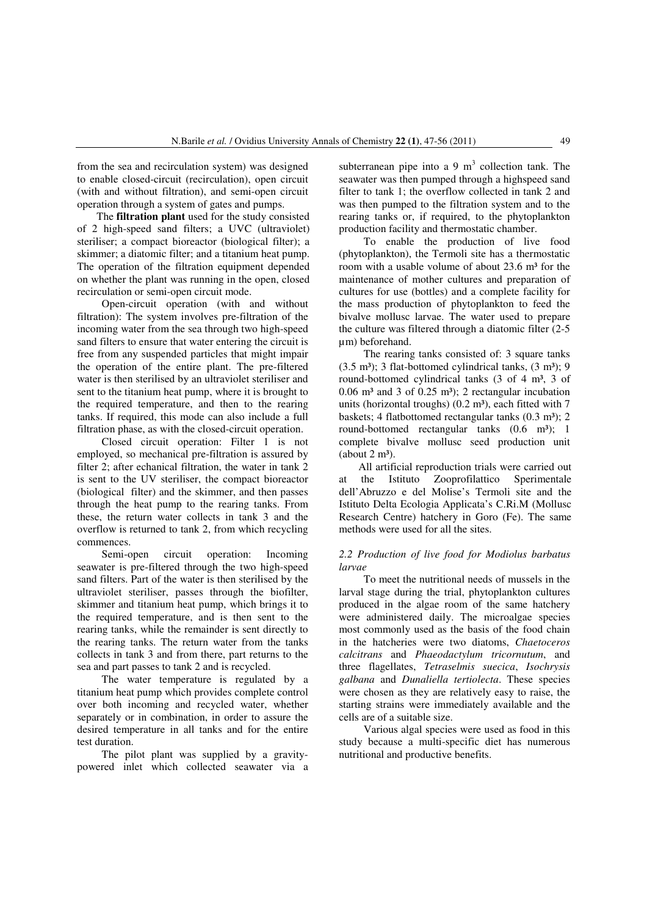from the sea and recirculation system) was designed to enable closed-circuit (recirculation), open circuit (with and without filtration), and semi-open circuit operation through a system of gates and pumps.

The **filtration plant** used for the study consisted of 2 high-speed sand filters; a UVC (ultraviolet) steriliser; a compact bioreactor (biological filter); a skimmer; a diatomic filter; and a titanium heat pump. The operation of the filtration equipment depended on whether the plant was running in the open, closed recirculation or semi-open circuit mode.

Open-circuit operation (with and without filtration): The system involves pre-filtration of the incoming water from the sea through two high-speed sand filters to ensure that water entering the circuit is free from any suspended particles that might impair the operation of the entire plant. The pre-filtered water is then sterilised by an ultraviolet steriliser and sent to the titanium heat pump, where it is brought to the required temperature, and then to the rearing tanks. If required, this mode can also include a full filtration phase, as with the closed-circuit operation.

Closed circuit operation: Filter 1 is not employed, so mechanical pre-filtration is assured by filter 2; after echanical filtration, the water in tank 2 is sent to the UV steriliser, the compact bioreactor (biological filter) and the skimmer, and then passes through the heat pump to the rearing tanks. From these, the return water collects in tank 3 and the overflow is returned to tank 2, from which recycling commences.

Semi-open circuit operation: Incoming seawater is pre-filtered through the two high-speed sand filters. Part of the water is then sterilised by the ultraviolet steriliser, passes through the biofilter, skimmer and titanium heat pump, which brings it to the required temperature, and is then sent to the rearing tanks, while the remainder is sent directly to the rearing tanks. The return water from the tanks collects in tank 3 and from there, part returns to the sea and part passes to tank 2 and is recycled.

The water temperature is regulated by a titanium heat pump which provides complete control over both incoming and recycled water, whether separately or in combination, in order to assure the desired temperature in all tanks and for the entire test duration.

The pilot plant was supplied by a gravity-powered inlet which collected seawater via a subterranean pipe into a 9 $m^3$ collection tank. The seawater was then pumped through a highspeed sand filter to tank 1; the overflow collected in tank 2 and was then pumped to the filtration system and to the rearing tanks or, if required, to the phytoplankton production facility and thermostatic chamber.

To enable the production of live food (phytoplankton), the Termoli site has a thermostatic room with a usable volume of about 23.6 $m^3$ for the maintenance of mother cultures and preparation of cultures for use (bottles) and a complete facility for the mass production of phytoplankton to feed the bivalve mollusc larvae. The water used to prepare the culture was filtered through a diatomic filter (2-5 µm) beforehand.

The rearing tanks consisted of: 3 square tanks (3.5 $m^3$); 3 flat-bottomed cylindrical tanks, (3 $m^3$); 9 round-bottomed cylindrical tanks (3 of 4 $m^3$, 3 of 0.06 $m^3$ and 3 of 0.25 $m^3$); 2 rectangular incubation units (horizontal troughs) (0.2 $m^3$), each fitted with 7 baskets; 4 flatbottomed rectangular tanks (0.3 $m^3$); 2 round-bottomed rectangular tanks (0.6 $m^3$); 1 complete bivalve mollusc seed production unit (about 2 $m^3$).

All artificial reproduction trials were carried out at the Istituto Zooprofilattico Sperimentale dell'Abruzzo e del Molise's Termoli site and the Istituto Delta Ecologia Applicata's C.Ri.M (Mollusc Research Centre) hatchery in Goro (Fe). The same methods were used for all the sites.

### *2.2 Production of live food for Modiolus barbatus larvae*

To meet the nutritional needs of mussels in the larval stage during the trial, phytoplankton cultures produced in the algae room of the same hatchery were administered daily. The microalgae species most commonly used as the basis of the food chain in the hatcheries were two diatoms, *Chaetoceros calcitrans* and *Phaeodactylum tricornutum*, and three flagellates, *Tetraselmis suecica*, *Isochrysis galbana* and *Dunaliella tertiolecta*. These species were chosen as they are relatively easy to raise, the starting strains were immediately available and the cells are of a suitable size.

Various algal species were used as food in this study because a multi-specific diet has numerous nutritional and productive benefits.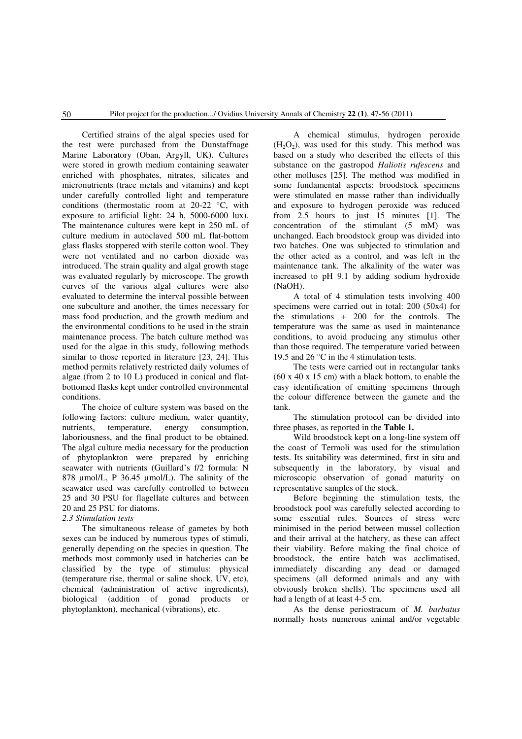Certified strains of the algal species used for the test were purchased from the Dunstaffnage Marine Laboratory (Oban, Argyll, UK). Cultures were stored in growth medium containing seawater enriched with phosphates, nitrates, silicates and micronutrients (trace metals and vitamins) and kept under carefully controlled light and temperature conditions (thermostatic room at 20-22 °C, with exposure to artificial light: 24 h, 5000-6000 lux). The maintenance cultures were kept in 250 mL of culture medium in autoclaved 500 mL flat-bottom glass flasks stoppered with sterile cotton wool. They were not ventilated and no carbon dioxide was introduced. The strain quality and algal growth stage was evaluated regularly by microscope. The growth curves of the various algal cultures were also evaluated to determine the interval possible between one subculture and another, the times necessary for mass food production, and the growth medium and the environmental conditions to be used in the strain maintenance process. The batch culture method was used for the algae in this study, following methods similar to those reported in literature [23, 24]. This method permits relatively restricted daily volumes of algae (from 2 to 10 L) produced in conical and flat-bottomed flasks kept under controlled environmental conditions.

The choice of culture system was based on the following factors: culture medium, water quantity, nutrients, temperature, energy consumption, laboriousness, and the final product to be obtained. The algal culture media necessary for the production of phytoplankton were prepared by enriching seawater with nutrients (Guillard's f/2 formula: N 878 µmol/L, P 36.45 µmol/L). The salinity of the seawater used was carefully controlled to between 25 and 30 PSU for flagellate cultures and between 20 and 25 PSU for diatoms.

### *2.3 Stimulation tests*

The simultaneous release of gametes by both sexes can be induced by numerous types of stimuli, generally depending on the species in question. The methods most commonly used in hatcheries can be classified by the type of stimulus: physical (temperature rise, thermal or saline shock, UV, etc), chemical (administration of active ingredients), biological (addition of gonad products or phytoplankton), mechanical (vibrations), etc.

A chemical stimulus, hydrogen peroxide ($H_2O_2$), was used for this study. This method was based on a study who described the effects of this substance on the gastropod *Haliotis rufescens* and other molluscs [25]. The method was modified in some fundamental aspects: broodstock specimens were stimulated en masse rather than individually and exposure to hydrogen peroxide was reduced from 2.5 hours to just 15 minutes [1]. The concentration of the stimulant (5 mM) was unchanged. Each broodstock group was divided into two batches. One was subjected to stimulation and the other acted as a control, and was left in the maintenance tank. The alkalinity of the water was increased to pH 9.1 by adding sodium hydroxide (NaOH).

A total of 4 stimulation tests involving 400 specimens were carried out in total: 200 (50x4) for the stimulations + 200 for the controls. The temperature was the same as used in maintenance conditions, to avoid producing any stimulus other than those required. The temperature varied between 19.5 and 26 °C in the 4 stimulation tests.

The tests were carried out in rectangular tanks (60 x 40 x 15 cm) with a black bottom, to enable the easy identification of emitting specimens through the colour difference between the gamete and the tank.

The stimulation protocol can be divided into three phases, as reported in the **Table 1.**

Wild broodstock kept on a long-line system off the coast of Termoli was used for the stimulation tests. Its suitability was determined, first in situ and subsequently in the laboratory, by visual and microscopic observation of gonad maturity on representative samples of the stock.

Before beginning the stimulation tests, the broodstock pool was carefully selected according to some essential rules. Sources of stress were minimised in the period between mussel collection and their arrival at the hatchery, as these can affect their viability. Before making the final choice of broodstock, the entire batch was acclimatised, immediately discarding any dead or damaged specimens (all deformed animals and any with obviously broken shells). The specimens used all had a length of at least 4-5 cm.

As the dense periostracum of *M. barbatus* normally hosts numerous animal and/or vegetable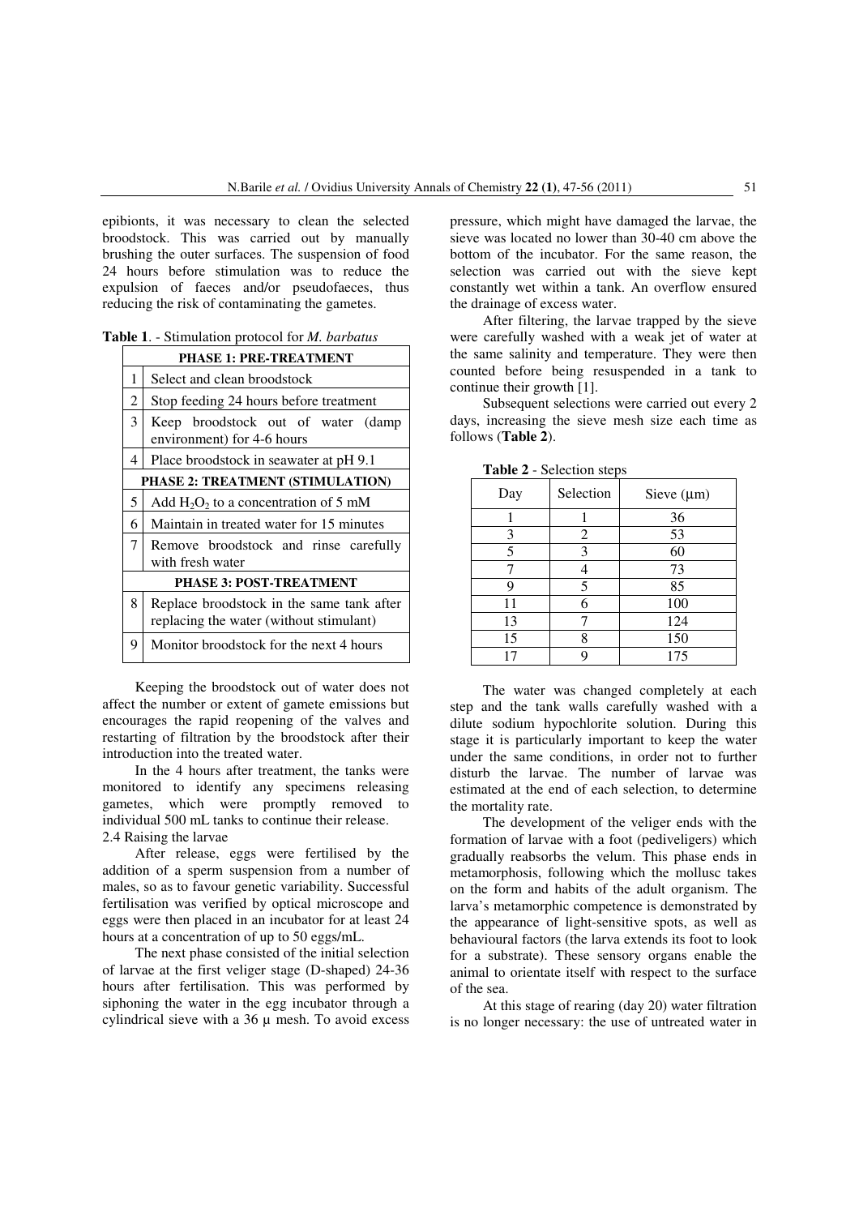epibionts, it was necessary to clean the selected broodstock. This was carried out by manually brushing the outer surfaces. The suspension of food 24 hours before stimulation was to reduce the expulsion of faeces and/or pseudofaeces, thus reducing the risk of contaminating the gametes.

**Table 1**. - Stimulation protocol for *M. barbatus*

| | |
|---|---|
| **PHASE 1: PRE-TREATMENT** | |
| 1 | Select and clean broodstock |
| 2 | Stop feeding 24 hours before treatment |
| 3 | Keep broodstock out of water (damp environment) for 4-6 hours |
| 4 | Place broodstock in seawater at pH 9.1 |
| **PHASE 2: TREATMENT (STIMULATION)** | |
| 5 | Add $H_2O_2$ to a concentration of 5 mM |
| 6 | Maintain in treated water for 15 minutes |
| 7 | Remove broodstock and rinse carefully with fresh water |
| **PHASE 3: POST-TREATMENT** | |
| 8 | Replace broodstock in the same tank after replacing the water (without stimulant) |
| 9 | Monitor broodstock for the next 4 hours |

Keeping the broodstock out of water does not affect the number or extent of gamete emissions but encourages the rapid reopening of the valves and restarting of filtration by the broodstock after their introduction into the treated water.

In the 4 hours after treatment, the tanks were monitored to identify any specimens releasing gametes, which were promptly removed to individual 500 mL tanks to continue their release.

2.4 Raising the larvae

After release, eggs were fertilised by the addition of a sperm suspension from a number of males, so as to favour genetic variability. Successful fertilisation was verified by optical microscope and eggs were then placed in an incubator for at least 24 hours at a concentration of up to 50 eggs/mL.

The next phase consisted of the initial selection of larvae at the first veliger stage (D-shaped) 24-36 hours after fertilisation. This was performed by siphoning the water in the egg incubator through a cylindrical sieve with a 36 µ mesh. To avoid excess pressure, which might have damaged the larvae, the sieve was located no lower than 30-40 cm above the bottom of the incubator. For the same reason, the selection was carried out with the sieve kept constantly wet within a tank. An overflow ensured the drainage of excess water.

After filtering, the larvae trapped by the sieve were carefully washed with a weak jet of water at the same salinity and temperature. They were then counted before being resuspended in a tank to continue their growth [1].

Subsequent selections were carried out every 2 days, increasing the sieve mesh size each time as follows (**Table 2**).

**Table 2** - Selection steps

| Day | Selection | Sieve (µm) |
|---|---|---|
| 1 | 1 | 36 |
| 3 | 2 | 53 |
| 5 | 3 | 60 |
| 7 | 4 | 73 |
| 9 | 5 | 85 |
| 11 | 6 | 100 |
| 13 | 7 | 124 |
| 15 | 8 | 150 |
| 17 | 9 | 175 |

The water was changed completely at each step and the tank walls carefully washed with a dilute sodium hypochlorite solution. During this stage it is particularly important to keep the water under the same conditions, in order not to further disturb the larvae. The number of larvae was estimated at the end of each selection, to determine the mortality rate.

The development of the veliger ends with the formation of larvae with a foot (pediveligers) which gradually reabsorbs the velum. This phase ends in metamorphosis, following which the mollusc takes on the form and habits of the adult organism. The larva's metamorphic competence is demonstrated by the appearance of light-sensitive spots, as well as behavioural factors (the larva extends its foot to look for a substrate). These sensory organs enable the animal to orientate itself with respect to the surface of the sea.

At this stage of rearing (day 20) water filtration is no longer necessary: the use of untreated water in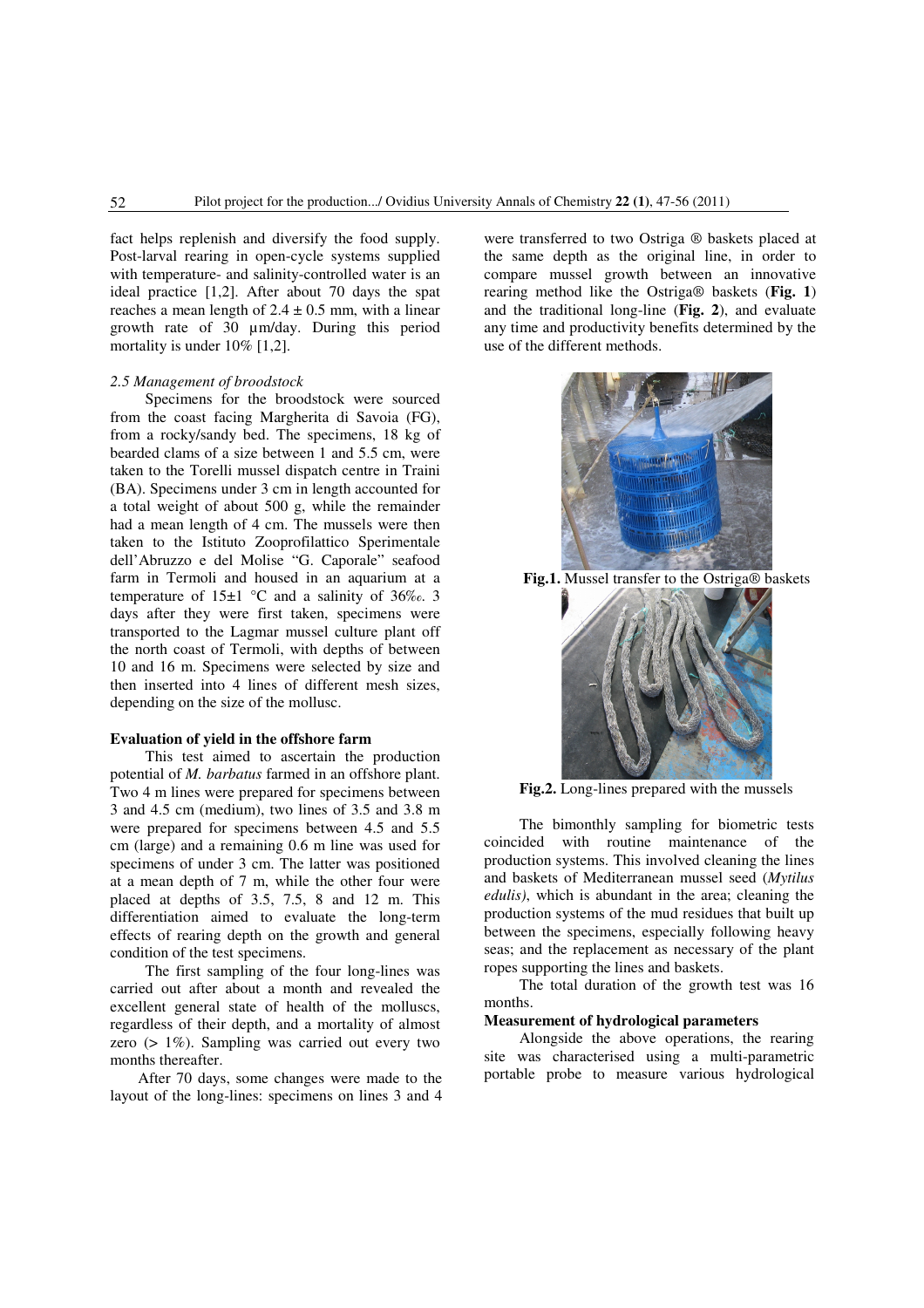fact helps replenish and diversify the food supply. Post-larval rearing in open-cycle systems supplied with temperature- and salinity-controlled water is an ideal practice [1,2]. After about 70 days the spat reaches a mean length of $2.4 \pm 0.5$ mm, with a linear growth rate of 30 µm/day. During this period mortality is under 10% [1,2].

*2.5 Management of broodstock*

Specimens for the broodstock were sourced from the coast facing Margherita di Savoia (FG), from a rocky/sandy bed. The specimens, 18 kg of bearded clams of a size between 1 and 5.5 cm, were taken to the Torelli mussel dispatch centre in Traini (BA). Specimens under 3 cm in length accounted for a total weight of about 500 g, while the remainder had a mean length of 4 cm. The mussels were then taken to the Istituto Zooprofilattico Sperimentale dell'Abruzzo e del Molise "G. Caporale" seafood farm in Termoli and housed in an aquarium at a temperature of $15 \pm 1$ °C and a salinity of 36‰. 3 days after they were first taken, specimens were transported to the Lagmar mussel culture plant off the north coast of Termoli, with depths of between 10 and 16 m. Specimens were selected by size and then inserted into 4 lines of different mesh sizes, depending on the size of the mollusc.

**Evaluation of yield in the offshore farm**

This test aimed to ascertain the production potential of *M. barbatus* farmed in an offshore plant. Two 4 m lines were prepared for specimens between 3 and 4.5 cm (medium), two lines of 3.5 and 3.8 m were prepared for specimens between 4.5 and 5.5 cm (large) and a remaining 0.6 m line was used for specimens of under 3 cm. The latter was positioned at a mean depth of 7 m, while the other four were placed at depths of 3.5, 7.5, 8 and 12 m. This differentiation aimed to evaluate the long-term effects of rearing depth on the growth and general condition of the test specimens.

The first sampling of the four long-lines was carried out after about a month and revealed the excellent general state of health of the molluscs, regardless of their depth, and a mortality of almost zero (> 1%). Sampling was carried out every two months thereafter.

After 70 days, some changes were made to the layout of the long-lines: specimens on lines 3 and 4 were transferred to two Ostriga ® baskets placed at the same depth as the original line, in order to compare mussel growth between an innovative rearing method like the Ostriga® baskets (**Fig. 1**) and the traditional long-line (**Fig. 2**), and evaluate any time and productivity benefits determined by the use of the different methods.

**Fig.1.** Mussel transfer to the Ostriga® baskets

**Fig.2.** Long-lines prepared with the mussels

The bimonthly sampling for biometric tests coincided with routine maintenance of the production systems. This involved cleaning the lines and baskets of Mediterranean mussel seed (*Mytilus edulis)*, which is abundant in the area; cleaning the production systems of the mud residues that built up between the specimens, especially following heavy seas; and the replacement as necessary of the plant ropes supporting the lines and baskets.

The total duration of the growth test was 16 months.

**Measurement of hydrological parameters**

Alongside the above operations, the rearing site was characterised using a multi-parametric portable probe to measure various hydrological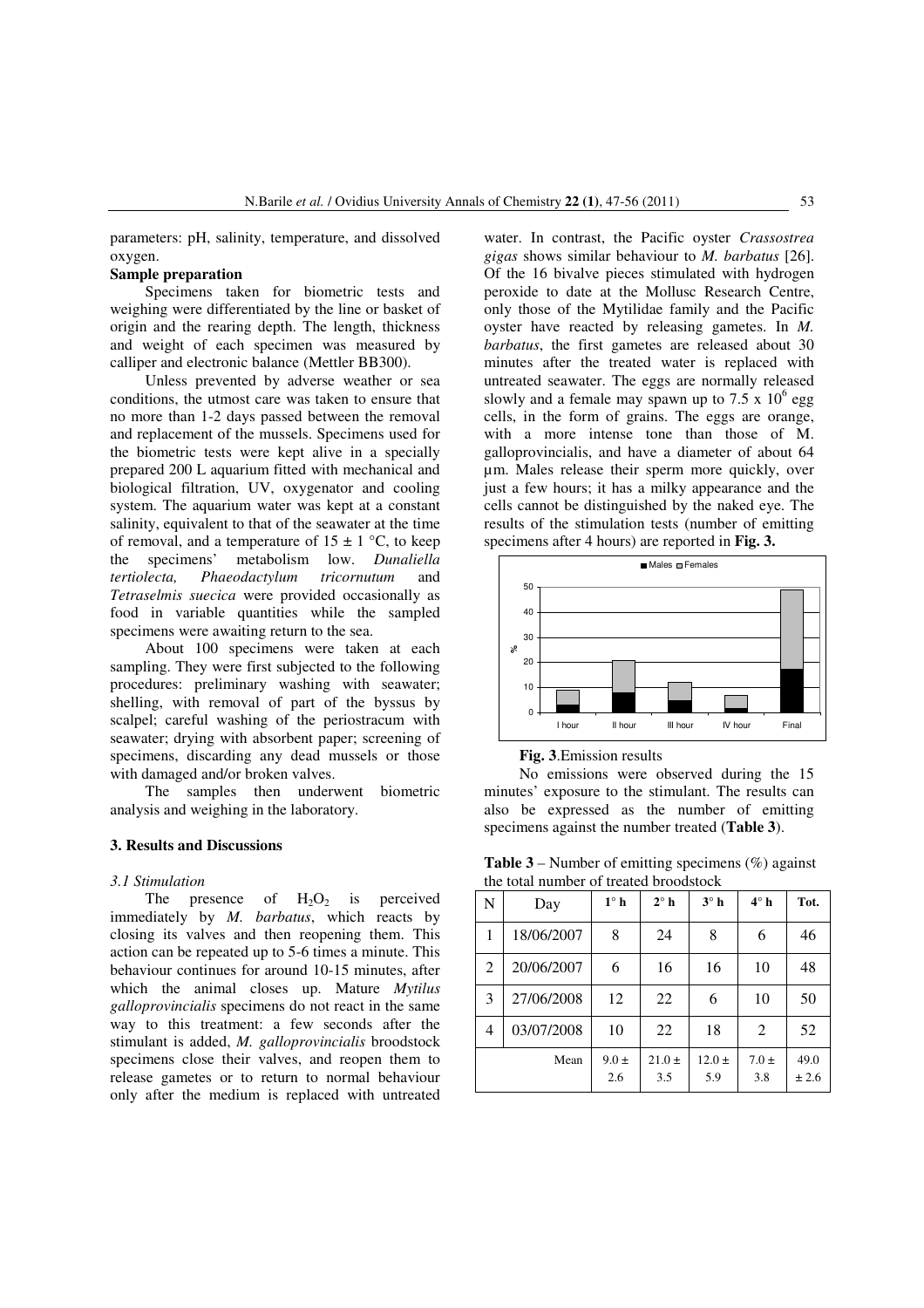parameters: pH, salinity, temperature, and dissolved oxygen.

**Sample preparation**

Specimens taken for biometric tests and weighing were differentiated by the line or basket of origin and the rearing depth. The length, thickness and weight of each specimen was measured by calliper and electronic balance (Mettler BB300).

Unless prevented by adverse weather or sea conditions, the utmost care was taken to ensure that no more than 1-2 days passed between the removal and replacement of the mussels. Specimens used for the biometric tests were kept alive in a specially prepared 200 L aquarium fitted with mechanical and biological filtration, UV, oxygenator and cooling system. The aquarium water was kept at a constant salinity, equivalent to that of the seawater at the time of removal, and a temperature of 15 ± 1 °C, to keep the specimens' metabolism low. *Dunaliella tertiolecta, Phaeodactylum tricornutum* and *Tetraselmis suecica* were provided occasionally as food in variable quantities while the sampled specimens were awaiting return to the sea.

About 100 specimens were taken at each sampling. They were first subjected to the following procedures: preliminary washing with seawater; shelling, with removal of part of the byssus by scalpel; careful washing of the periostracum with seawater; drying with absorbent paper; screening of specimens, discarding any dead mussels or those with damaged and/or broken valves.

The samples then underwent biometric analysis and weighing in the laboratory.

## 3. Results and Discussions

### 3.1 Stimulation

The presence of $H_2O_2$ is perceived immediately by *M. barbatus*, which reacts by closing its valves and then reopening them. This action can be repeated up to 5-6 times a minute. This behaviour continues for around 10-15 minutes, after which the animal closes up. Mature *Mytilus galloprovincialis* specimens do not react in the same way to this treatment: a few seconds after the stimulant is added, *M. galloprovincialis* broodstock specimens close their valves, and reopen them to release gametes or to return to normal behaviour only after the medium is replaced with untreated water. In contrast, the Pacific oyster *Crassostrea gigas* shows similar behaviour to *M. barbatus* [26]. Of the 16 bivalve pieces stimulated with hydrogen peroxide to date at the Mollusc Research Centre, only those of the Mytilidae family and the Pacific oyster have reacted by releasing gametes. In *M. barbatus*, the first gametes are released about 30 minutes after the treated water is replaced with untreated seawater. The eggs are normally released slowly and a female may spawn up to $7.5 \times 10^6$ egg cells, in the form of grains. The eggs are orange, with a more intense tone than those of M. galloprovincialis, and have a diameter of about 64 µm. Males release their sperm more quickly, over just a few hours; it has a milky appearance and the cells cannot be distinguished by the naked eye. The results of the stimulation tests (number of emitting specimens after 4 hours) are reported in **Fig. 3.**

**Fig. 3**.Emission results

No emissions were observed during the 15 minutes' exposure to the stimulant. The results can also be expressed as the number of emitting specimens against the number treated (**Table 3**).

**Table 3** – Number of emitting specimens (%) against the total number of treated broodstock

| N | Day | 1° h | 2° h | 3° h | 4° h | Tot. |
|---|---|---|---|---|---|---|
| 1 | 18/06/2007 | 8 | 24 | 8 | 6 | 46 |
| 2 | 20/06/2007 | 6 | 16 | 16 | 10 | 48 |
| 3 | 27/06/2008 | 12 | 22 | 6 | 10 | 50 |
| 4 | 03/07/2008 | 10 | 22 | 18 | 2 | 52 |
| | Mean | 9.0 ± 2.6 | 21.0 ± 3.5 | 12.0 ± 5.9 | 7.0 ± 3.8 | 49.0 ± 2.6 |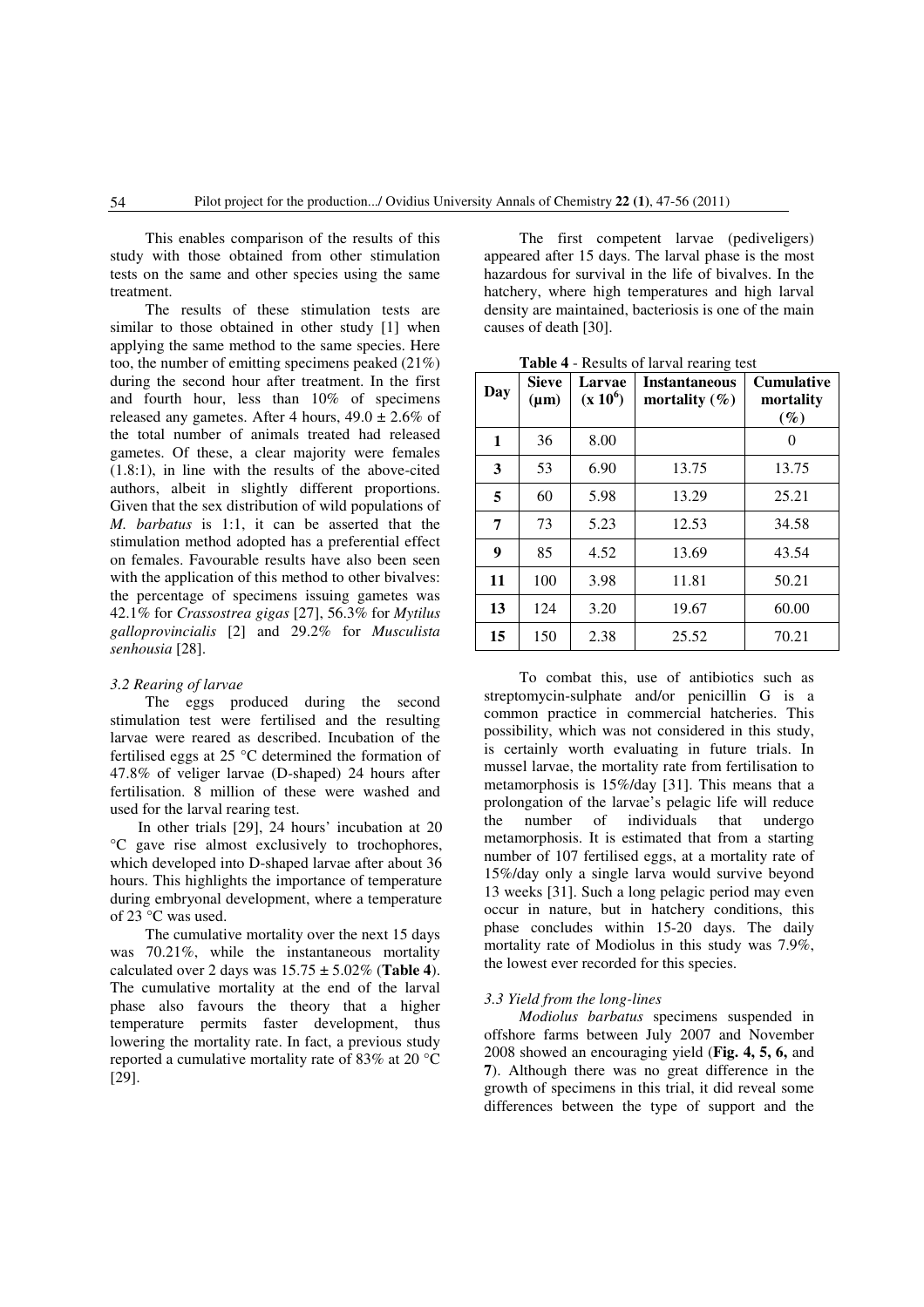This enables comparison of the results of this study with those obtained from other stimulation tests on the same and other species using the same treatment.

The results of these stimulation tests are similar to those obtained in other study [1] when applying the same method to the same species. Here too, the number of emitting specimens peaked (21%) during the second hour after treatment. In the first and fourth hour, less than 10% of specimens released any gametes. After 4 hours, 49.0 ± 2.6% of the total number of animals treated had released gametes. Of these, a clear majority were females (1.8:1), in line with the results of the above-cited authors, albeit in slightly different proportions. Given that the sex distribution of wild populations of *M. barbatus* is 1:1, it can be asserted that the stimulation method adopted has a preferential effect on females. Favourable results have also been seen with the application of this method to other bivalves: the percentage of specimens issuing gametes was 42.1% for *Crassostrea gigas* [27], 56.3% for *Mytilus galloprovincialis* [2] and 29.2% for *Musculista senhousia* [28].

### 3.2 Rearing of larvae

The eggs produced during the second stimulation test were fertilised and the resulting larvae were reared as described. Incubation of the fertilised eggs at 25 °C determined the formation of 47.8% of veliger larvae (D-shaped) 24 hours after fertilisation. 8 million of these were washed and used for the larval rearing test.

In other trials [29], 24 hours' incubation at 20 °C gave rise almost exclusively to trochophores, which developed into D-shaped larvae after about 36 hours. This highlights the importance of temperature during embryonal development, where a temperature of 23 °C was used.

The cumulative mortality over the next 15 days was 70.21%, while the instantaneous mortality calculated over 2 days was 15.75 ± 5.02% (**Table 4**). The cumulative mortality at the end of the larval phase also favours the theory that a higher temperature permits faster development, thus lowering the mortality rate. In fact, a previous study reported a cumulative mortality rate of 83% at 20 °C [29].

The first competent larvae (pediveligers) appeared after 15 days. The larval phase is the most hazardous for survival in the life of bivalves. In the hatchery, where high temperatures and high larval density are maintained, bacteriosis is one of the main causes of death [30].

**Table 4** - Results of larval rearing test

| Day | Sieve (μm) | Larvae ($x\ 10^6$) | Instantaneous mortality (%) | Cumulative mortality (%) |
|---|---|---|---|---|
| 1 | 36 | 8.00 | | 0 |
| 3 | 53 | 6.90 | 13.75 | 13.75 |
| 5 | 60 | 5.98 | 13.29 | 25.21 |
| 7 | 73 | 5.23 | 12.53 | 34.58 |
| 9 | 85 | 4.52 | 13.69 | 43.54 |
| 11 | 100 | 3.98 | 11.81 | 50.21 |
| 13 | 124 | 3.20 | 19.67 | 60.00 |
| 15 | 150 | 2.38 | 25.52 | 70.21 |

To combat this, use of antibiotics such as streptomycin-sulphate and/or penicillin G is a common practice in commercial hatcheries. This possibility, which was not considered in this study, is certainly worth evaluating in future trials. In mussel larvae, the mortality rate from fertilisation to metamorphosis is 15%/day [31]. This means that a prolongation of the larvae's pelagic life will reduce the number of individuals that undergo metamorphosis. It is estimated that from a starting number of $10^7$ fertilised eggs, at a mortality rate of 15%/day only a single larva would survive beyond 13 weeks [31]. Such a long pelagic period may even occur in nature, but in hatchery conditions, this phase concludes within 15-20 days. The daily mortality rate of Modiolus in this study was 7.9%, the lowest ever recorded for this species.

### 3.3 Yield from the long-lines

*Modiolus barbatus* specimens suspended in offshore farms between July 2007 and November 2008 showed an encouraging yield (**Fig. 4, 5, 6,** and **7**). Although there was no great difference in the growth of specimens in this trial, it did reveal some differences between the type of support and the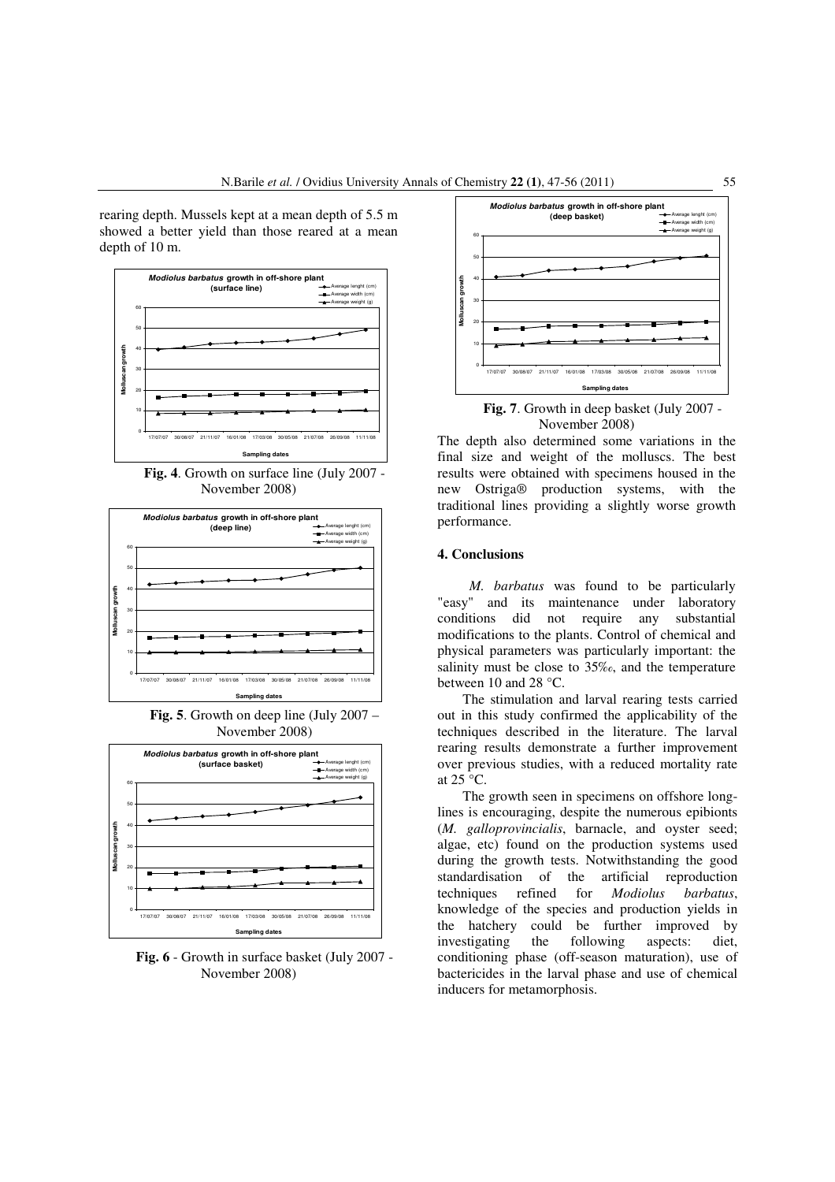rearing depth. Mussels kept at a mean depth of 5.5 m showed a better yield than those reared at a mean depth of 10 m.

**Fig. 4**. Growth on surface line (July 2007 - November 2008)

**Fig. 5**. Growth on deep line (July 2007 – November 2008)

**Fig. 6** - Growth in surface basket (July 2007 - November 2008)

**Fig. 7**. Growth in deep basket (July 2007 - November 2008)

The depth also determined some variations in the final size and weight of the molluscs. The best results were obtained with specimens housed in the new Ostriga® production systems, with the traditional lines providing a slightly worse growth performance.

## 4. Conclusions

*M. barbatus* was found to be particularly "easy" and its maintenance under laboratory conditions did not require any substantial modifications to the plants. Control of chemical and physical parameters was particularly important: the salinity must be close to 35‰, and the temperature between 10 and 28 °C.

The stimulation and larval rearing tests carried out in this study confirmed the applicability of the techniques described in the literature. The larval rearing results demonstrate a further improvement over previous studies, with a reduced mortality rate at 25 °C.

The growth seen in specimens on offshore long-lines is encouraging, despite the numerous epibionts (*M. galloprovincialis*, barnacle, and oyster seed; algae, etc) found on the production systems used during the growth tests. Notwithstanding the good standardisation of the artificial reproduction techniques refined for *Modiolus barbatus*, knowledge of the species and production yields in the hatchery could be further improved by investigating the following aspects: diet, conditioning phase (off-season maturation), use of bactericides in the larval phase and use of chemical inducers for metamorphosis.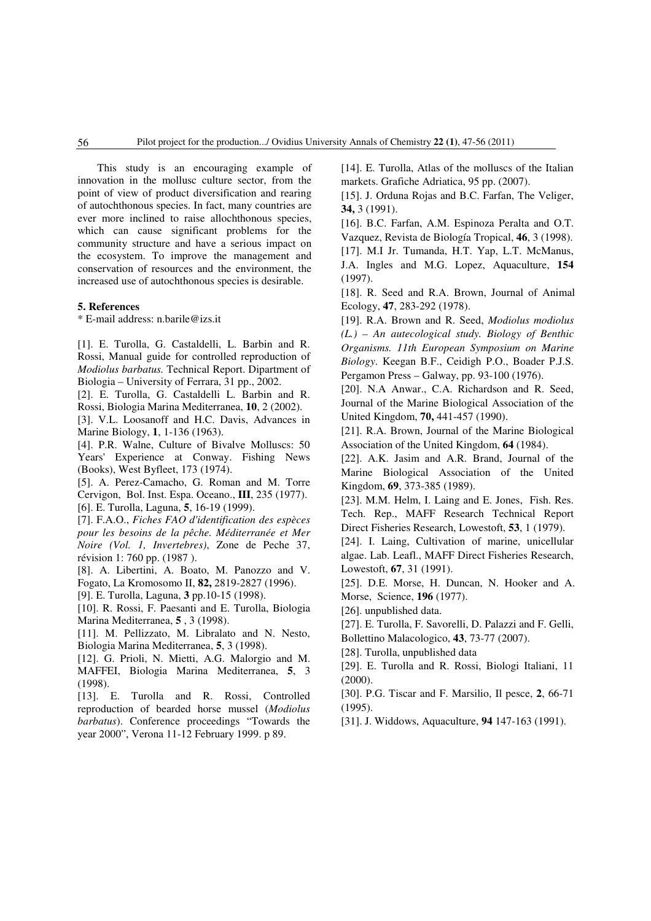This study is an encouraging example of innovation in the mollusc culture sector, from the point of view of product diversification and rearing of autochthonous species. In fact, many countries are ever more inclined to raise allochthonous species, which can cause significant problems for the community structure and have a serious impact on the ecosystem. To improve the management and conservation of resources and the environment, the increased use of autochthonous species is desirable.

**5. References**

\* E-mail address: n.barile@izs.it

[1]. E. Turolla, G. Castaldelli, L. Barbin and R. Rossi, Manual guide for controlled reproduction of *Modiolus barbatus.* Technical Report. Dipartment of Biologia – University of Ferrara, 31 pp., 2002.

[2]. E. Turolla, G. Castaldelli L. Barbin and R. Rossi, Biologia Marina Mediterranea, **10**, 2 (2002).

[3]. V.L. Loosanoff and H.C. Davis, Advances in Marine Biology, **1**, 1-136 (1963).

[4]. P.R. Walne, Culture of Bivalve Molluscs: 50 Years' Experience at Conway. Fishing News (Books), West Byfleet, 173 (1974).

[5]. A. Perez-Camacho, G. Roman and M. Torre Cervigon, Bol. Inst. Espa. Oceano., **III**, 235 (1977).

[6]. E. Turolla, Laguna, **5**, 16-19 (1999).

[7]. F.A.O., *Fiches FAO d'identification des espèces pour les besoins de la pêche. Méditerranée et Mer Noire (Vol. 1, Invertebres)*, Zone de Peche 37, révision 1: 760 pp. (1987 ).

[8]. A. Libertini, A. Boato, M. Panozzo and V. Fogato, La Kromosomo II, **82,** 2819-2827 (1996).

[9]. E. Turolla, Laguna, **3** pp.10-15 (1998).

[10]. R. Rossi, F. Paesanti and E. Turolla, Biologia Marina Mediterranea, **5** , 3 (1998).

[11]. M. Pellizzato, M. Libralato and N. Nesto, Biologia Marina Mediterranea, **5**, 3 (1998).

[12]. G. Prioli, N. Mietti, A.G. Malorgio and M. MAFFEI, Biologia Marina Mediterranea, **5**, 3 (1998).

[13]. E. Turolla and R. Rossi, Controlled reproduction of bearded horse mussel (*Modiolus barbatus*). Conference proceedings "Towards the year 2000", Verona 11-12 February 1999. p 89.

[14]. E. Turolla, Atlas of the molluscs of the Italian markets. Grafiche Adriatica, 95 pp. (2007).

[15]. J. Orduna Rojas and B.C. Farfan, The Veliger, **34,** 3 (1991).

[16]. B.C. Farfan, A.M. Espinoza Peralta and O.T. Vazquez, Revista de Biología Tropical, **46**, 3 (1998).

[17]. M.I Jr. Tumanda, H.T. Yap, L.T. McManus, J.A. Ingles and M.G. Lopez, Aquaculture, **154** (1997).

[18]. R. Seed and R.A. Brown, Journal of Animal Ecology, **47**, 283-292 (1978).

[19]. R.A. Brown and R. Seed, *Modiolus modiolus (L.) – An autecological study. Biology of Benthic Organisms. 11th European Symposium on Marine Biology*. Keegan B.F., Ceidigh P.O., Boader P.J.S. Pergamon Press – Galway, pp. 93-100 (1976).

[20]. N.A Anwar., C.A. Richardson and R. Seed, Journal of the Marine Biological Association of the United Kingdom, **70,** 441-457 (1990).

[21]. R.A. Brown, Journal of the Marine Biological Association of the United Kingdom, **64** (1984).

[22]. A.K. Jasim and A.R. Brand, Journal of the Marine Biological Association of the United Kingdom, **69**, 373-385 (1989).

[23]. M.M. Helm, I. Laing and E. Jones, Fish. Res. Tech. Rep., MAFF Research Technical Report Direct Fisheries Research, Lowestoft, **53**, 1 (1979).

[24]. I. Laing, Cultivation of marine, unicellular algae. Lab. Leafl., MAFF Direct Fisheries Research, Lowestoft, **67**, 31 (1991).

[25]. D.E. Morse, H. Duncan, N. Hooker and A. Morse, Science, **196** (1977).

[26]. unpublished data.

[27]. E. Turolla, F. Savorelli, D. Palazzi and F. Gelli, Bollettino Malacologico, **43**, 73-77 (2007).

[28]. Turolla, unpublished data

[29]. E. Turolla and R. Rossi, Biologi Italiani, 11 (2000).

[30]. P.G. Tiscar and F. Marsilio, Il pesce, **2**, 66-71 (1995).

[31]. J. Widdows, Aquaculture, **94** 147-163 (1991).